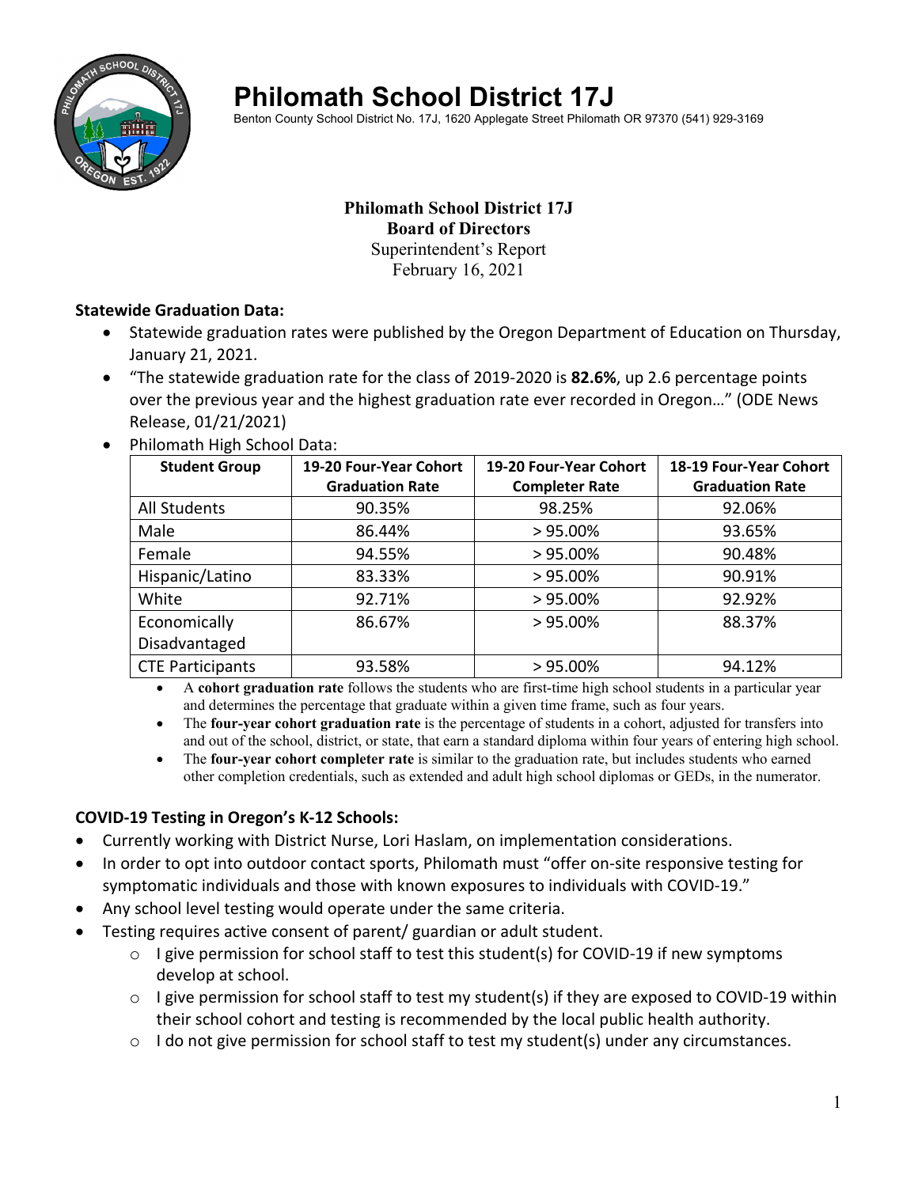# Philomath School District 17J

Benton County School District No. 17J, 1620 Applegate Street Philomath OR 97370 (541) 929-3169

**Philomath School District 17J**
**Board of Directors**
Superintendent's Report
February 16, 2021

**Statewide Graduation Data:**

- Statewide graduation rates were published by the Oregon Department of Education on Thursday, January 21, 2021.
- "The statewide graduation rate for the class of 2019-2020 is **82.6%**, up 2.6 percentage points over the previous year and the highest graduation rate ever recorded in Oregon…" (ODE News Release, 01/21/2021)
- Philomath High School Data:

| Student Group | 19-20 Four-Year Cohort Graduation Rate | 19-20 Four-Year Cohort Completer Rate | 18-19 Four-Year Cohort Graduation Rate |
|---|---|---|---|
| All Students | 90.35% | 98.25% | 92.06% |
| Male | 86.44% | > 95.00% | 93.65% |
| Female | 94.55% | > 95.00% | 90.48% |
| Hispanic/Latino | 83.33% | > 95.00% | 90.91% |
| White | 92.71% | > 95.00% | 92.92% |
| Economically Disadvantaged | 86.67% | > 95.00% | 88.37% |
| CTE Participants | 93.58% | > 95.00% | 94.12% |

- A **cohort graduation rate** follows the students who are first-time high school students in a particular year and determines the percentage that graduate within a given time frame, such as four years.
- The **four-year cohort graduation rate** is the percentage of students in a cohort, adjusted for transfers into and out of the school, district, or state, that earn a standard diploma within four years of entering high school.
- The **four-year cohort completer rate** is similar to the graduation rate, but includes students who earned other completion credentials, such as extended and adult high school diplomas or GEDs, in the numerator.

**COVID-19 Testing in Oregon's K-12 Schools:**

- Currently working with District Nurse, Lori Haslam, on implementation considerations.
- In order to opt into outdoor contact sports, Philomath must "offer on-site responsive testing for symptomatic individuals and those with known exposures to individuals with COVID-19."
- Any school level testing would operate under the same criteria.
- Testing requires active consent of parent/ guardian or adult student.
  - I give permission for school staff to test this student(s) for COVID-19 if new symptoms develop at school.
  - I give permission for school staff to test my student(s) if they are exposed to COVID-19 within their school cohort and testing is recommended by the local public health authority.
  - I do not give permission for school staff to test my student(s) under any circumstances.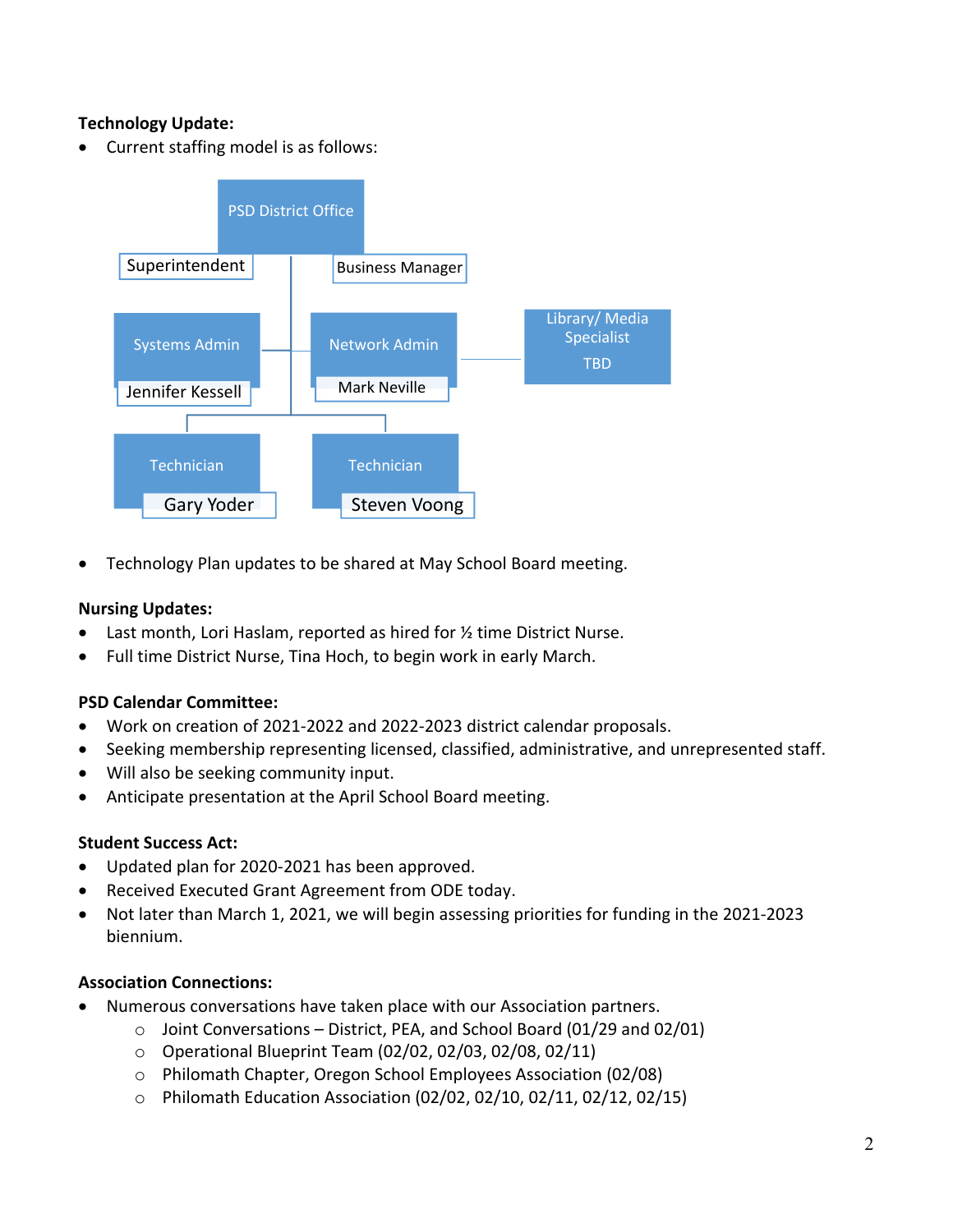**Technology Update:**

- Current staffing model is as follows:

PSD District Office

Superintendent

Business Manager

Systems Admin

Jennifer Kessell

Network Admin

Mark Neville

Library/ Media Specialist

TBD

Technician

Gary Yoder

Technician

Steven Voong

- Technology Plan updates to be shared at May School Board meeting.

**Nursing Updates:**

- Last month, Lori Haslam, reported as hired for ½ time District Nurse.
- Full time District Nurse, Tina Hoch, to begin work in early March.

**PSD Calendar Committee:**

- Work on creation of 2021-2022 and 2022-2023 district calendar proposals.
- Seeking membership representing licensed, classified, administrative, and unrepresented staff.
- Will also be seeking community input.
- Anticipate presentation at the April School Board meeting.

**Student Success Act:**

- Updated plan for 2020-2021 has been approved.
- Received Executed Grant Agreement from ODE today.
- Not later than March 1, 2021, we will begin assessing priorities for funding in the 2021-2023 biennium.

**Association Connections:**

- Numerous conversations have taken place with our Association partners.
  - Joint Conversations – District, PEA, and School Board (01/29 and 02/01)
  - Operational Blueprint Team (02/02, 02/03, 02/08, 02/11)
  - Philomath Chapter, Oregon School Employees Association (02/08)
  - Philomath Education Association (02/02, 02/10, 02/11, 02/12, 02/15)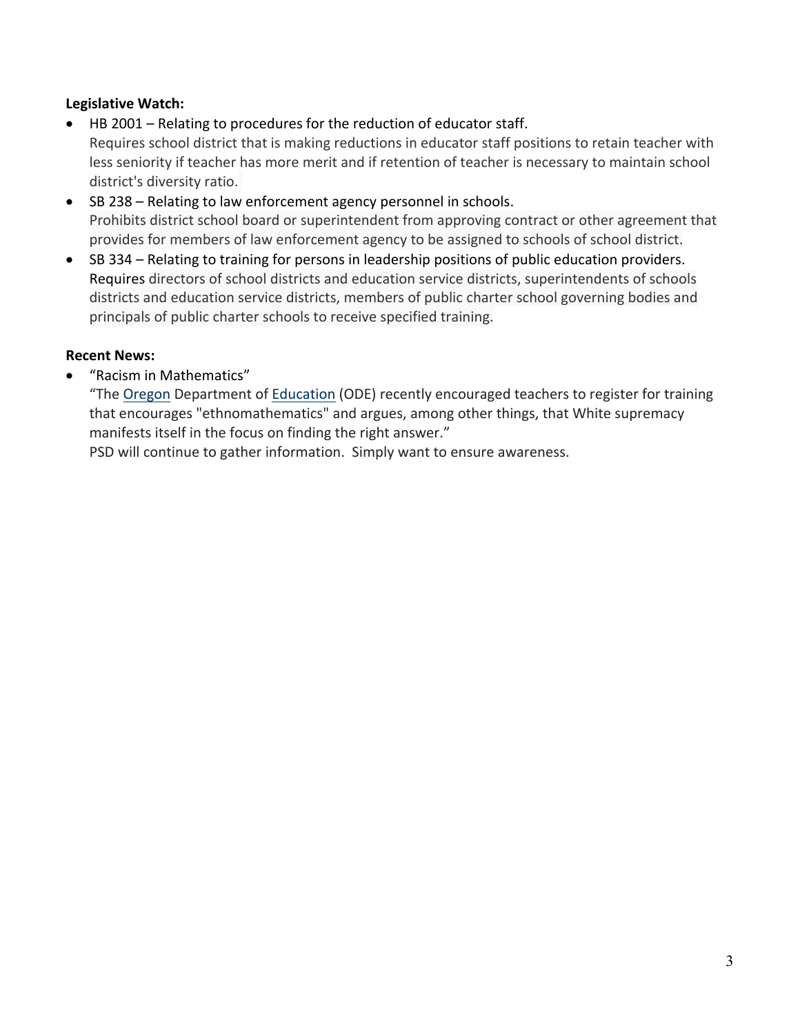**Legislative Watch:**

- HB 2001 – Relating to procedures for the reduction of educator staff.
  Requires school district that is making reductions in educator staff positions to retain teacher with less seniority if teacher has more merit and if retention of teacher is necessary to maintain school district's diversity ratio.
- SB 238 – Relating to law enforcement agency personnel in schools.
  Prohibits district school board or superintendent from approving contract or other agreement that provides for members of law enforcement agency to be assigned to schools of school district.
- SB 334 – Relating to training for persons in leadership positions of public education providers.
  Requires directors of school districts and education service districts, superintendents of schools districts and education service districts, members of public charter school governing bodies and principals of public charter schools to receive specified training.

**Recent News:**

- "Racism in Mathematics"
  "The Oregon Department of Education (ODE) recently encouraged teachers to register for training that encourages "ethnomathematics" and argues, among other things, that White supremacy manifests itself in the focus on finding the right answer."
  PSD will continue to gather information. Simply want to ensure awareness.